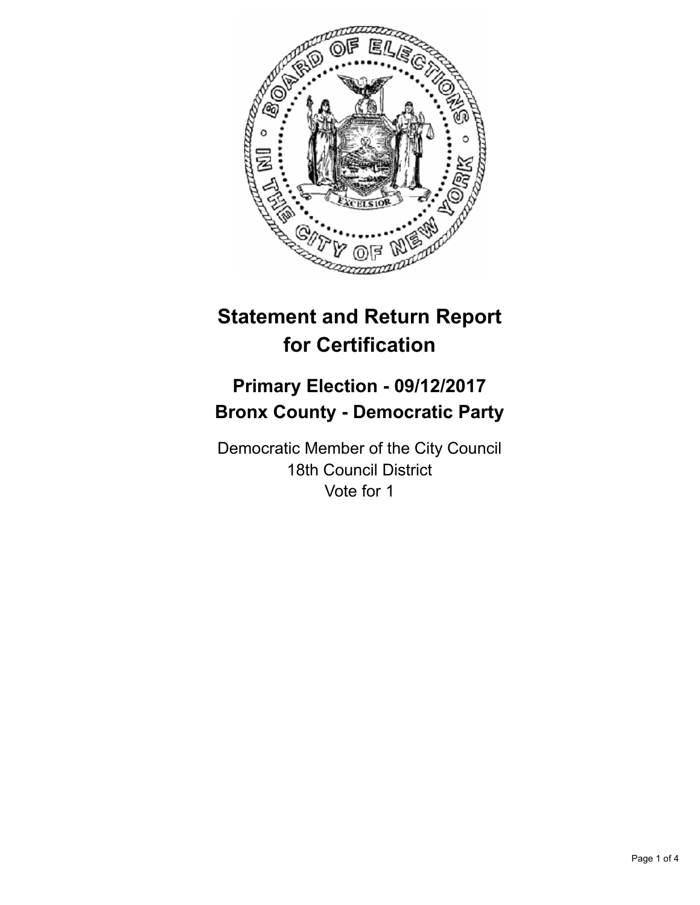# Statement and Return Report for Certification

## Primary Election - 09/12/2017
## Bronx County - Democratic Party

Democratic Member of the City Council
18th Council District
Vote for 1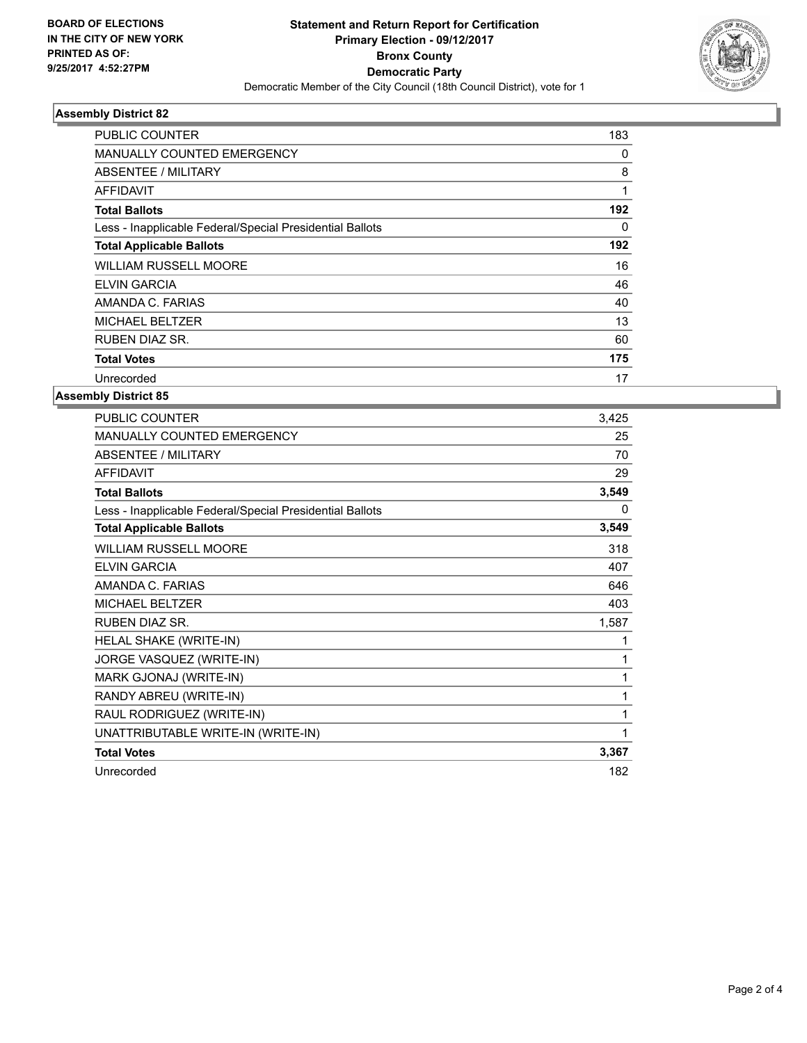**BOARD OF ELECTIONS IN THE CITY OF NEW YORK PRINTED AS OF: 9/25/2017 4:52:27PM**

# Statement and Return Report for Certification
## Primary Election - 09/12/2017
## Bronx County
## Democratic Party
Democratic Member of the City Council (18th Council District), vote for 1

### Assembly District 82

| | |
|---|---|
| PUBLIC COUNTER | 183 |
| MANUALLY COUNTED EMERGENCY | 0 |
| ABSENTEE / MILITARY | 8 |
| AFFIDAVIT | 1 |
| **Total Ballots** | **192** |
| Less - Inapplicable Federal/Special Presidential Ballots | 0 |
| **Total Applicable Ballots** | **192** |
| WILLIAM RUSSELL MOORE | 16 |
| ELVIN GARCIA | 46 |
| AMANDA C. FARIAS | 40 |
| MICHAEL BELTZER | 13 |
| RUBEN DIAZ SR. | 60 |
| **Total Votes** | **175** |
| Unrecorded | 17 |

### Assembly District 85

| | |
|---|---|
| PUBLIC COUNTER | 3,425 |
| MANUALLY COUNTED EMERGENCY | 25 |
| ABSENTEE / MILITARY | 70 |
| AFFIDAVIT | 29 |
| **Total Ballots** | **3,549** |
| Less - Inapplicable Federal/Special Presidential Ballots | 0 |
| **Total Applicable Ballots** | **3,549** |
| WILLIAM RUSSELL MOORE | 318 |
| ELVIN GARCIA | 407 |
| AMANDA C. FARIAS | 646 |
| MICHAEL BELTZER | 403 |
| RUBEN DIAZ SR. | 1,587 |
| HELAL SHAKE (WRITE-IN) | 1 |
| JORGE VASQUEZ (WRITE-IN) | 1 |
| MARK GJONAJ (WRITE-IN) | 1 |
| RANDY ABREU (WRITE-IN) | 1 |
| RAUL RODRIGUEZ (WRITE-IN) | 1 |
| UNATTRIBUTABLE WRITE-IN (WRITE-IN) | 1 |
| **Total Votes** | **3,367** |
| Unrecorded | 182 |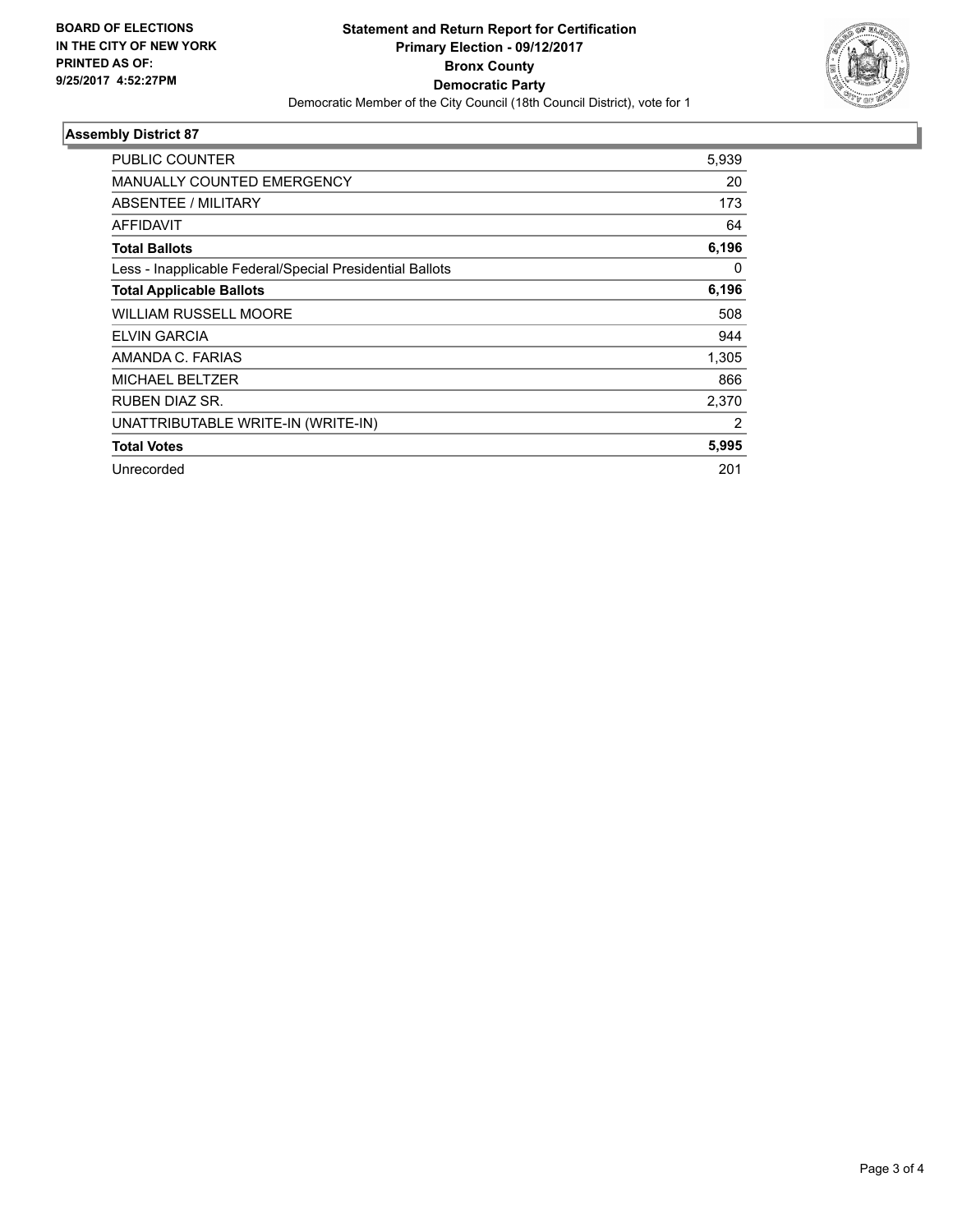**BOARD OF ELECTIONS IN THE CITY OF NEW YORK PRINTED AS OF: 9/25/2017 4:52:27PM**

**Statement and Return Report for Certification**
**Primary Election - 09/12/2017**
**Bronx County**
**Democratic Party**
Democratic Member of the City Council (18th Council District), vote for 1

## Assembly District 87

| | |
|---|---|
| PUBLIC COUNTER | 5,939 |
| MANUALLY COUNTED EMERGENCY | 20 |
| ABSENTEE / MILITARY | 173 |
| AFFIDAVIT | 64 |
| **Total Ballots** | **6,196** |
| Less - Inapplicable Federal/Special Presidential Ballots | 0 |
| **Total Applicable Ballots** | **6,196** |
| WILLIAM RUSSELL MOORE | 508 |
| ELVIN GARCIA | 944 |
| AMANDA C. FARIAS | 1,305 |
| MICHAEL BELTZER | 866 |
| RUBEN DIAZ SR. | 2,370 |
| UNATTRIBUTABLE WRITE-IN (WRITE-IN) | 2 |
| **Total Votes** | **5,995** |
| Unrecorded | 201 |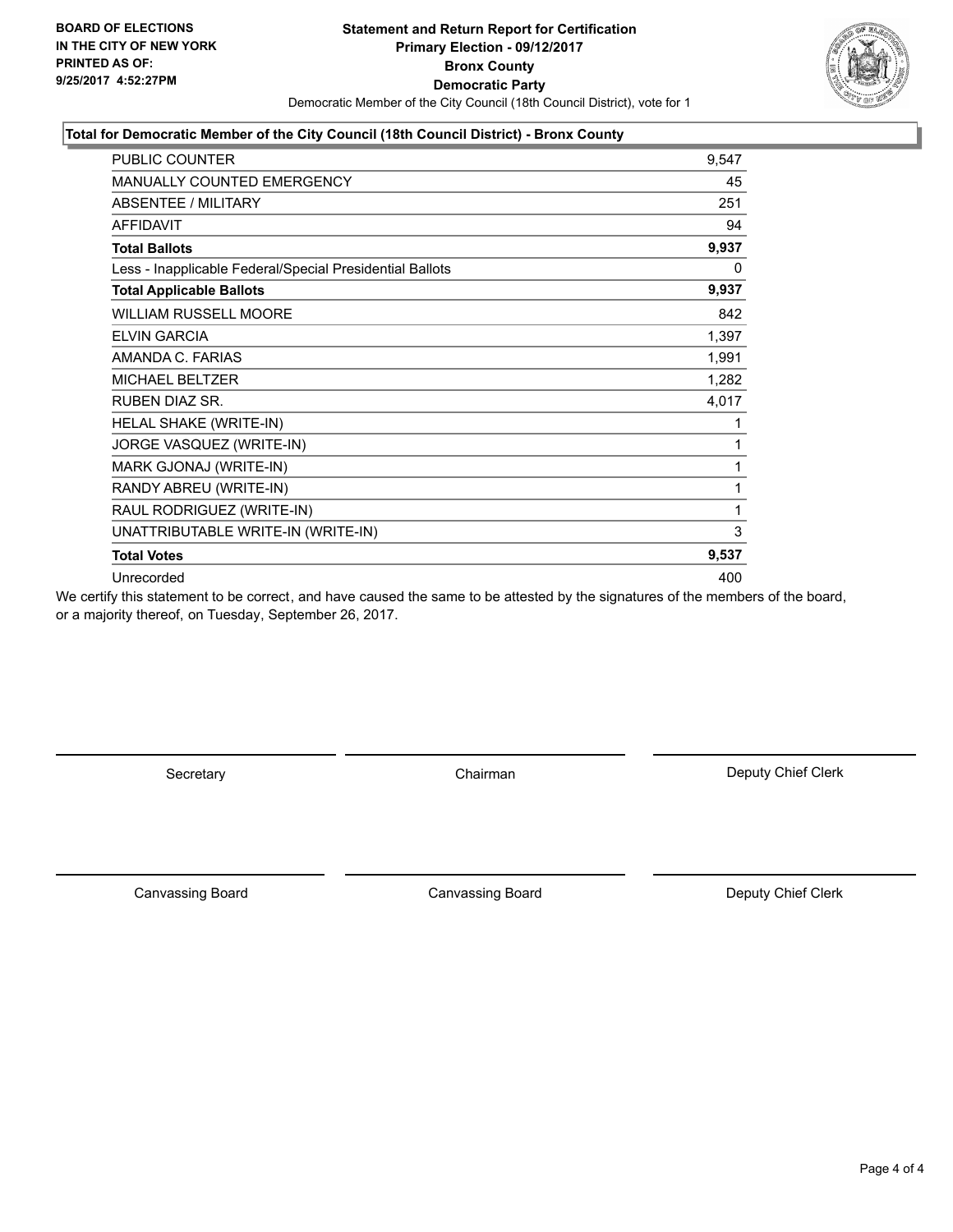**BOARD OF ELECTIONS IN THE CITY OF NEW YORK PRINTED AS OF: 9/25/2017 4:52:27PM**

**Statement and Return Report for Certification**
**Primary Election - 09/12/2017**
**Bronx County**
**Democratic Party**
Democratic Member of the City Council (18th Council District), vote for 1

**Total for Democratic Member of the City Council (18th Council District) - Bronx County**

| | |
|---|---|
| PUBLIC COUNTER | 9,547 |
| MANUALLY COUNTED EMERGENCY | 45 |
| ABSENTEE / MILITARY | 251 |
| AFFIDAVIT | 94 |
| **Total Ballots** | **9,937** |
| Less - Inapplicable Federal/Special Presidential Ballots | 0 |
| **Total Applicable Ballots** | **9,937** |
| WILLIAM RUSSELL MOORE | 842 |
| ELVIN GARCIA | 1,397 |
| AMANDA C. FARIAS | 1,991 |
| MICHAEL BELTZER | 1,282 |
| RUBEN DIAZ SR. | 4,017 |
| HELAL SHAKE (WRITE-IN) | 1 |
| JORGE VASQUEZ (WRITE-IN) | 1 |
| MARK GJONAJ (WRITE-IN) | 1 |
| RANDY ABREU (WRITE-IN) | 1 |
| RAUL RODRIGUEZ (WRITE-IN) | 1 |
| UNATTRIBUTABLE WRITE-IN (WRITE-IN) | 3 |
| **Total Votes** | **9,537** |
| Unrecorded | 400 |

We certify this statement to be correct, and have caused the same to be attested by the signatures of the members of the board, or a majority thereof, on Tuesday, September 26, 2017.

Secretary

Chairman

Deputy Chief Clerk

Canvassing Board

Canvassing Board

Deputy Chief Clerk